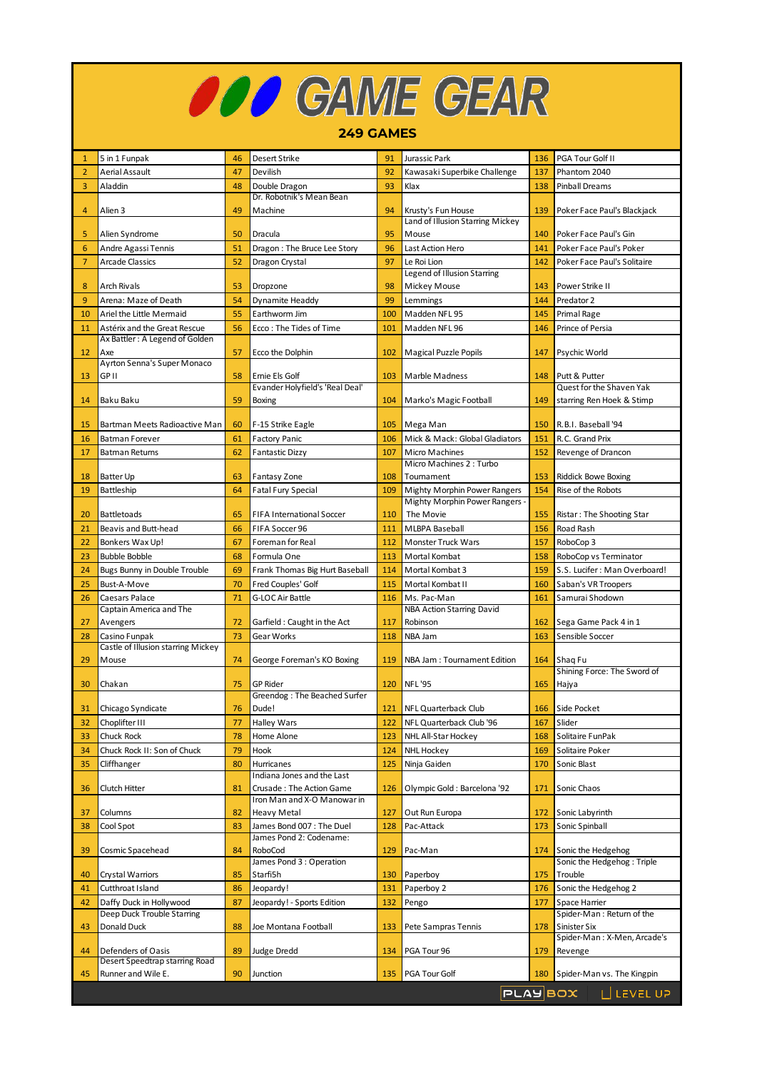# GAME GEAR

## 249 GAMES

| # | Game | # | Game | # | Game | # | Game |
|---|---|---|---|---|---|---|---|
| 1 | 5 in 1 Funpak | 46 | Desert Strike | 91 | Jurassic Park | 136 | PGA Tour Golf II |
| 2 | Aerial Assault | 47 | Devilish | 92 | Kawasaki Superbike Challenge | 137 | Phantom 2040 |
| 3 | Aladdin | 48 | Double Dragon | 93 | Klax | 138 | Pinball Dreams |
| 4 | Alien 3 | 49 | Dr. Robotnik's Mean Bean Machine | 94 | Krusty's Fun House | 139 | Poker Face Paul's Blackjack |
| 5 | Alien Syndrome | 50 | Dracula | 95 | Land of Illusion Starring Mickey Mouse | 140 | Poker Face Paul's Gin |
| 6 | Andre Agassi Tennis | 51 | Dragon : The Bruce Lee Story | 96 | Last Action Hero | 141 | Poker Face Paul's Poker |
| 7 | Arcade Classics | 52 | Dragon Crystal | 97 | Le Roi Lion | 142 | Poker Face Paul's Solitaire |
| 8 | Arch Rivals | 53 | Dropzone | 98 | Legend of Illusion Starring Mickey Mouse | 143 | Power Strike II |
| 9 | Arena: Maze of Death | 54 | Dynamite Headdy | 99 | Lemmings | 144 | Predator 2 |
| 10 | Ariel the Little Mermaid | 55 | Earthworm Jim | 100 | Madden NFL 95 | 145 | Primal Rage |
| 11 | Astérix and the Great Rescue | 56 | Ecco : The Tides of Time | 101 | Madden NFL 96 | 146 | Prince of Persia |
| 12 | Ax Battler : A Legend of Golden Axe | 57 | Ecco the Dolphin | 102 | Magical Puzzle Popils | 147 | Psychic World |
| 13 | Ayrton Senna's Super Monaco GP II | 58 | Ernie Els Golf | 103 | Marble Madness | 148 | Putt & Putter |
| 14 | Baku Baku | 59 | Evander Holyfield's 'Real Deal' Boxing | 104 | Marko's Magic Football | 149 | Quest for the Shaven Yak starring Ren Hoek & Stimp |
| 15 | Bartman Meets Radioactive Man | 60 | F-15 Strike Eagle | 105 | Mega Man | 150 | R.B.I. Baseball '94 |
| 16 | Batman Forever | 61 | Factory Panic | 106 | Mick & Mack: Global Gladiators | 151 | R.C. Grand Prix |
| 17 | Batman Returns | 62 | Fantastic Dizzy | 107 | Micro Machines | 152 | Revenge of Drancon |
| 18 | Batter Up | 63 | Fantasy Zone | 108 | Micro Machines 2 : Turbo Tournament | 153 | Riddick Bowe Boxing |
| 19 | Battleship | 64 | Fatal Fury Special | 109 | Mighty Morphin Power Rangers | 154 | Rise of the Robots |
| 20 | Battletoads | 65 | FIFA International Soccer | 110 | Mighty Morphin Power Rangers - The Movie | 155 | Ristar : The Shooting Star |
| 21 | Beavis and Butt-head | 66 | FIFA Soccer 96 | 111 | MLBPA Baseball | 156 | Road Rash |
| 22 | Bonkers Wax Up! | 67 | Foreman for Real | 112 | Monster Truck Wars | 157 | RoboCop 3 |
| 23 | Bubble Bobble | 68 | Formula One | 113 | Mortal Kombat | 158 | RoboCop vs Terminator |
| 24 | Bugs Bunny in Double Trouble | 69 | Frank Thomas Big Hurt Baseball | 114 | Mortal Kombat 3 | 159 | S.S. Lucifer : Man Overboard! |
| 25 | Bust-A-Move | 70 | Fred Couples' Golf | 115 | Mortal Kombat II | 160 | Saban's VR Troopers |
| 26 | Caesars Palace | 71 | G-LOC Air Battle | 116 | Ms. Pac-Man | 161 | Samurai Shodown |
| 27 | Captain America and The Avengers | 72 | Garfield : Caught in the Act | 117 | NBA Action Starring David Robinson | 162 | Sega Game Pack 4 in 1 |
| 28 | Casino Funpak | 73 | Gear Works | 118 | NBA Jam | 163 | Sensible Soccer |
| 29 | Castle of Illusion starring Mickey Mouse | 74 | George Foreman's KO Boxing | 119 | NBA Jam : Tournament Edition | 164 | Shaq Fu |
| 30 | Chakan | 75 | GP Rider | 120 | NFL '95 | 165 | Shining Force: The Sword of Hajya |
| 31 | Chicago Syndicate | 76 | Greendog : The Beached Surfer Dude! | 121 | NFL Quarterback Club | 166 | Side Pocket |
| 32 | Choplifter III | 77 | Halley Wars | 122 | NFL Quarterback Club '96 | 167 | Slider |
| 33 | Chuck Rock | 78 | Home Alone | 123 | NHL All-Star Hockey | 168 | Solitaire FunPak |
| 34 | Chuck Rock II: Son of Chuck | 79 | Hook | 124 | NHL Hockey | 169 | Solitaire Poker |
| 35 | Cliffhanger | 80 | Hurricanes | 125 | Ninja Gaiden | 170 | Sonic Blast |
| 36 | Clutch Hitter | 81 | Indiana Jones and the Last Crusade : The Action Game | 126 | Olympic Gold : Barcelona '92 | 171 | Sonic Chaos |
| 37 | Columns | 82 | Iron Man and X-O Manowar in Heavy Metal | 127 | Out Run Europa | 172 | Sonic Labyrinth |
| 38 | Cool Spot | 83 | James Bond 007 : The Duel | 128 | Pac-Attack | 173 | Sonic Spinball |
| 39 | Cosmic Spacehead | 84 | James Pond 2: Codename: RoboCod | 129 | Pac-Man | 174 | Sonic the Hedgehog |
| 40 | Crystal Warriors | 85 | James Pond 3 : Operation Starfi5h | 130 | Paperboy | 175 | Sonic the Hedgehog : Triple Trouble |
| 41 | Cutthroat Island | 86 | Jeopardy! | 131 | Paperboy 2 | 176 | Sonic the Hedgehog 2 |
| 42 | Daffy Duck in Hollywood | 87 | Jeopardy! - Sports Edition | 132 | Pengo | 177 | Space Harrier |
| 43 | Deep Duck Trouble Starring Donald Duck | 88 | Joe Montana Football | 133 | Pete Sampras Tennis | 178 | Spider-Man : Return of the Sinister Six |
| 44 | Defenders of Oasis | 89 | Judge Dredd | 134 | PGA Tour 96 | 179 | Spider-Man : X-Men, Arcade's Revenge |
| 45 | Desert Speedtrap starring Road Runner and Wile E. | 90 | Junction | 135 | PGA Tour Golf | 180 | Spider-Man vs. The Kingpin |

PLAYBOX LEVEL UP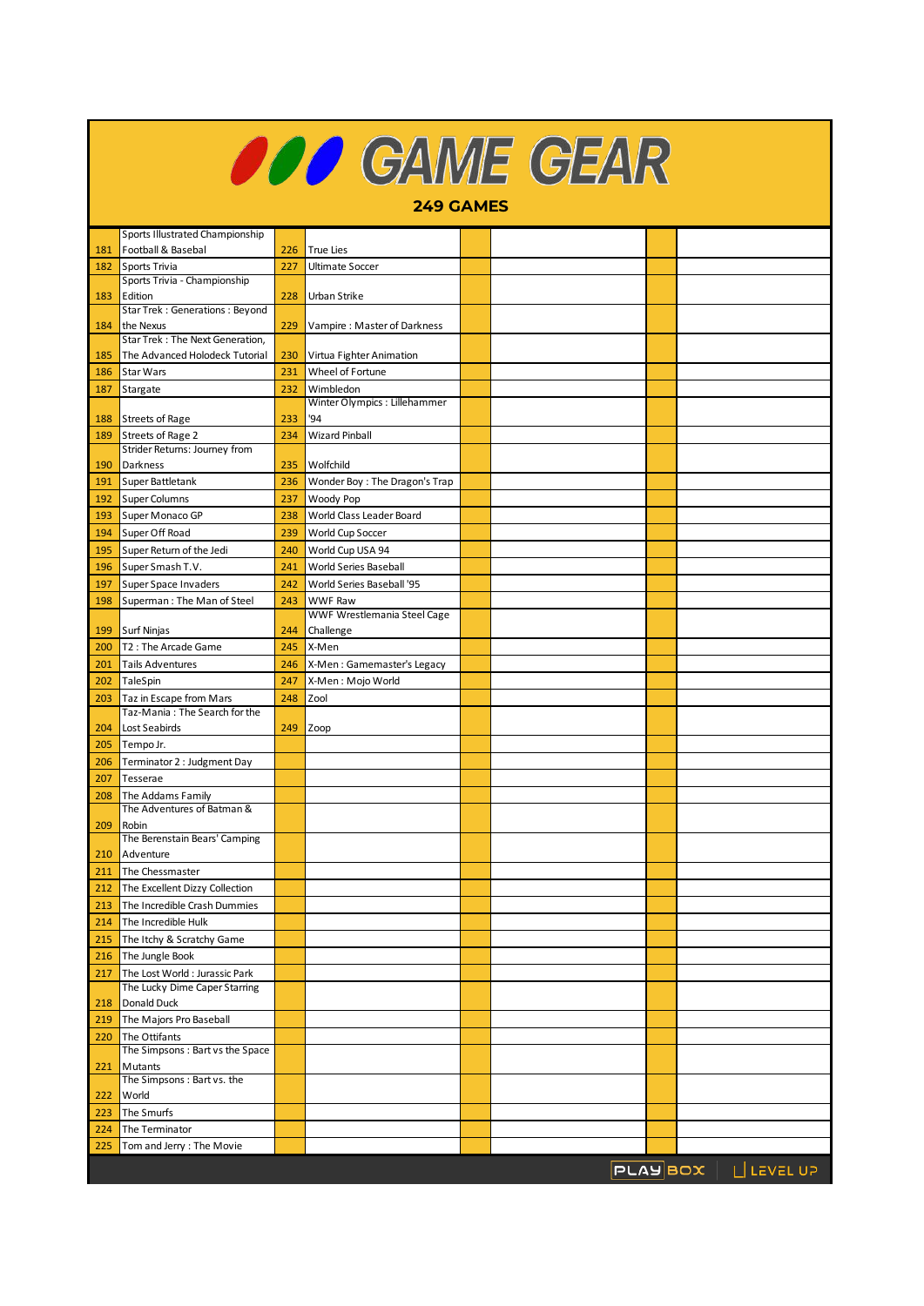# GAME GEAR

## 249 GAMES

| | | | | | | | |
|---|---|---|---|---|---|---|---|
| 181 | Sports Illustrated Championship Football & Basebal | 226 | True Lies | | | | |
| 182 | Sports Trivia | 227 | Ultimate Soccer | | | | |
| 183 | Sports Trivia - Championship Edition | 228 | Urban Strike | | | | |
| 184 | Star Trek : Generations : Beyond the Nexus | 229 | Vampire : Master of Darkness | | | | |
| 185 | Star Trek : The Next Generation, The Advanced Holodeck Tutorial | 230 | Virtua Fighter Animation | | | | |
| 186 | Star Wars | 231 | Wheel of Fortune | | | | |
| 187 | Stargate | 232 | Wimbledon | | | | |
| 188 | Streets of Rage | 233 | Winter Olympics : Lillehammer '94 | | | | |
| 189 | Streets of Rage 2 | 234 | Wizard Pinball | | | | |
| 190 | Strider Returns: Journey from Darkness | 235 | Wolfchild | | | | |
| 191 | Super Battletank | 236 | Wonder Boy : The Dragon's Trap | | | | |
| 192 | Super Columns | 237 | Woody Pop | | | | |
| 193 | Super Monaco GP | 238 | World Class Leader Board | | | | |
| 194 | Super Off Road | 239 | World Cup Soccer | | | | |
| 195 | Super Return of the Jedi | 240 | World Cup USA 94 | | | | |
| 196 | Super Smash T.V. | 241 | World Series Baseball | | | | |
| 197 | Super Space Invaders | 242 | World Series Baseball '95 | | | | |
| 198 | Superman : The Man of Steel | 243 | WWF Raw | | | | |
| 199 | Surf Ninjas | 244 | WWF Wrestlemania Steel Cage Challenge | | | | |
| 200 | T2 : The Arcade Game | 245 | X-Men | | | | |
| 201 | Tails Adventures | 246 | X-Men : Gamemaster's Legacy | | | | |
| 202 | TaleSpin | 247 | X-Men : Mojo World | | | | |
| 203 | Taz in Escape from Mars | 248 | Zool | | | | |
| 204 | Taz-Mania : The Search for the Lost Seabirds | 249 | Zoop | | | | |
| 205 | Tempo Jr. | | | | | | |
| 206 | Terminator 2 : Judgment Day | | | | | | |
| 207 | Tesserae | | | | | | |
| 208 | The Addams Family | | | | | | |
| 209 | The Adventures of Batman & Robin | | | | | | |
| 210 | The Berenstain Bears' Camping Adventure | | | | | | |
| 211 | The Chessmaster | | | | | | |
| 212 | The Excellent Dizzy Collection | | | | | | |
| 213 | The Incredible Crash Dummies | | | | | | |
| 214 | The Incredible Hulk | | | | | | |
| 215 | The Itchy & Scratchy Game | | | | | | |
| 216 | The Jungle Book | | | | | | |
| 217 | The Lost World : Jurassic Park | | | | | | |
| 218 | The Lucky Dime Caper Starring Donald Duck | | | | | | |
| 219 | The Majors Pro Baseball | | | | | | |
| 220 | The Ottifants | | | | | | |
| 221 | The Simpsons : Bart vs the Space Mutants | | | | | | |
| 222 | The Simpsons : Bart vs. the World | | | | | | |
| 223 | The Smurfs | | | | | | |
| 224 | The Terminator | | | | | | |
| 225 | Tom and Jerry : The Movie | | | | | | |

PLAYBOX | LEVEL UP